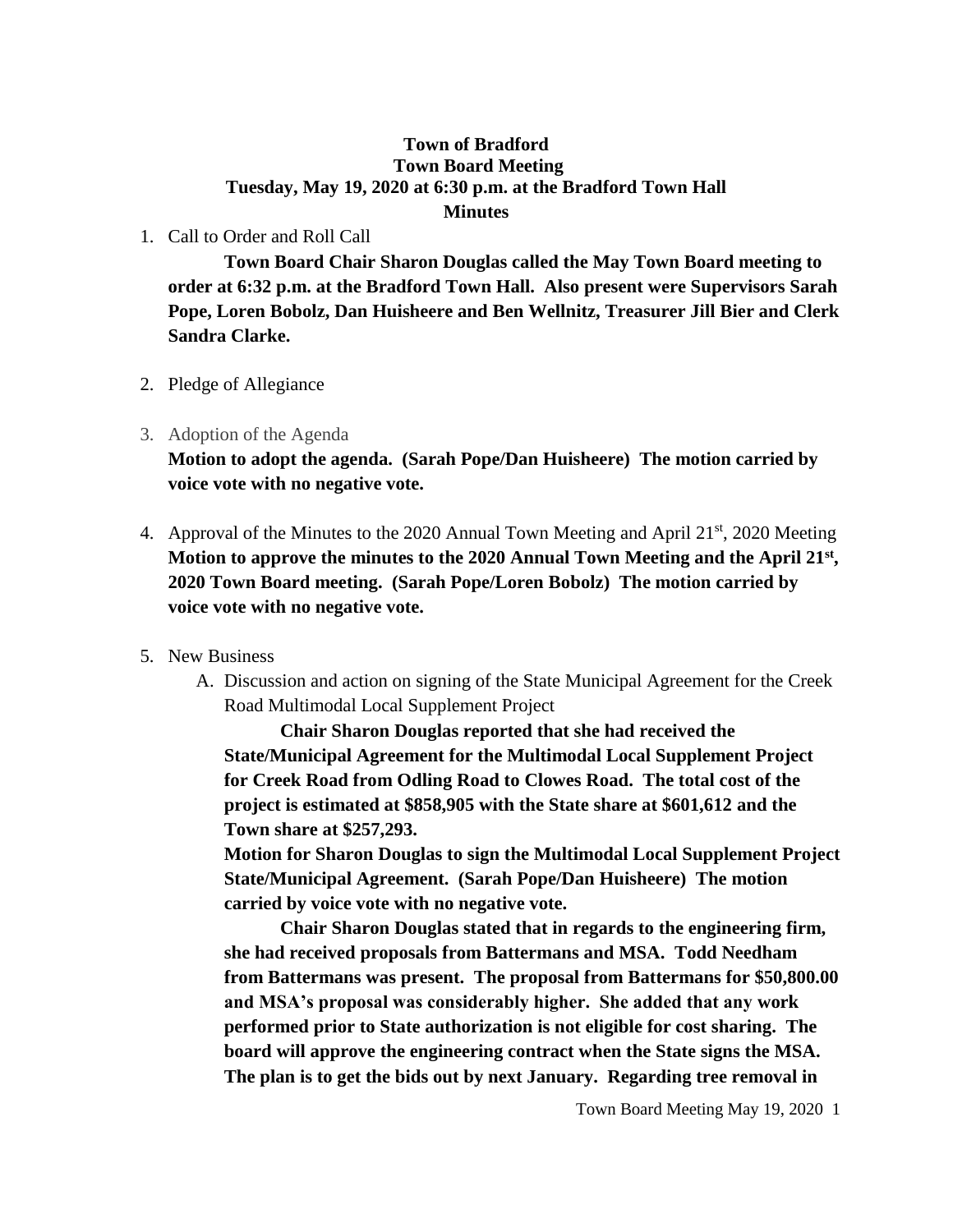# Town of Bradford
## Town Board Meeting
### Tuesday, May 19, 2020 at 6:30 p.m. at the Bradford Town Hall
### Minutes

1. Call to Order and Roll Call

   **Town Board Chair Sharon Douglas called the May Town Board meeting to order at 6:32 p.m. at the Bradford Town Hall. Also present were Supervisors Sarah Pope, Loren Bobolz, Dan Huisheere and Ben Wellnitz, Treasurer Jill Bier and Clerk Sandra Clarke.**

2. Pledge of Allegiance

3. Adoption of the Agenda

   **Motion to adopt the agenda. (Sarah Pope/Dan Huisheere) The motion carried by voice vote with no negative vote.**

4. Approval of the Minutes to the 2020 Annual Town Meeting and April 21st, 2020 Meeting

   **Motion to approve the minutes to the 2020 Annual Town Meeting and the April 21st, 2020 Town Board meeting. (Sarah Pope/Loren Bobolz) The motion carried by voice vote with no negative vote.**

5. New Business

   A. Discussion and action on signing of the State Municipal Agreement for the Creek Road Multimodal Local Supplement Project

      **Chair Sharon Douglas reported that she had received the State/Municipal Agreement for the Multimodal Local Supplement Project for Creek Road from Odling Road to Clowes Road. The total cost of the project is estimated at $858,905 with the State share at $601,612 and the Town share at $257,293.**

      **Motion for Sharon Douglas to sign the Multimodal Local Supplement Project State/Municipal Agreement. (Sarah Pope/Dan Huisheere) The motion carried by voice vote with no negative vote.**

      **Chair Sharon Douglas stated that in regards to the engineering firm, she had received proposals from Battermans and MSA. Todd Needham from Battermans was present. The proposal from Battermans for $50,800.00 and MSA's proposal was considerably higher. She added that any work performed prior to State authorization is not eligible for cost sharing. The board will approve the engineering contract when the State signs the MSA. The plan is to get the bids out by next January. Regarding tree removal in**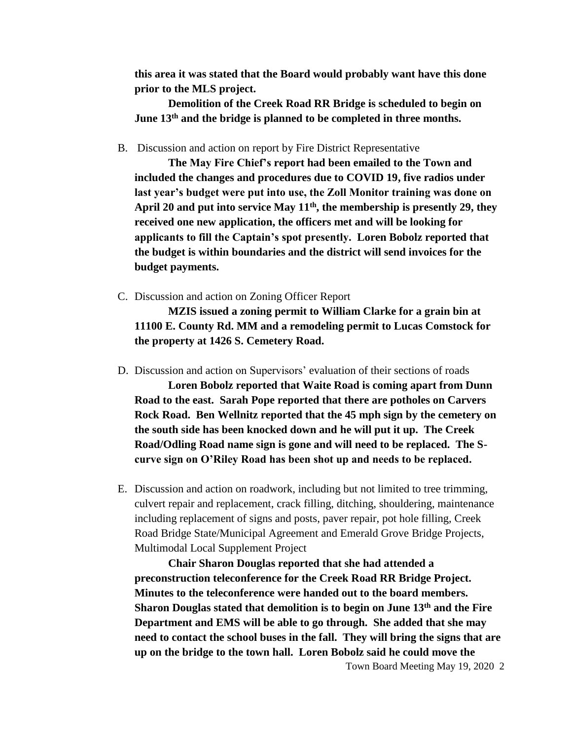**this area it was stated that the Board would probably want have this done prior to the MLS project.**

**Demolition of the Creek Road RR Bridge is scheduled to begin on June 13th and the bridge is planned to be completed in three months.**

B. Discussion and action on report by Fire District Representative

**The May Fire Chief's report had been emailed to the Town and included the changes and procedures due to COVID 19, five radios under last year's budget were put into use, the Zoll Monitor training was done on April 20 and put into service May 11th, the membership is presently 29, they received one new application, the officers met and will be looking for applicants to fill the Captain's spot presently. Loren Bobolz reported that the budget is within boundaries and the district will send invoices for the budget payments.**

C. Discussion and action on Zoning Officer Report

**MZIS issued a zoning permit to William Clarke for a grain bin at 11100 E. County Rd. MM and a remodeling permit to Lucas Comstock for the property at 1426 S. Cemetery Road.**

D. Discussion and action on Supervisors' evaluation of their sections of roads

**Loren Bobolz reported that Waite Road is coming apart from Dunn Road to the east. Sarah Pope reported that there are potholes on Carvers Rock Road. Ben Wellnitz reported that the 45 mph sign by the cemetery on the south side has been knocked down and he will put it up. The Creek Road/Odling Road name sign is gone and will need to be replaced. The S-curve sign on O'Riley Road has been shot up and needs to be replaced.**

E. Discussion and action on roadwork, including but not limited to tree trimming, culvert repair and replacement, crack filling, ditching, shouldering, maintenance including replacement of signs and posts, paver repair, pot hole filling, Creek Road Bridge State/Municipal Agreement and Emerald Grove Bridge Projects, Multimodal Local Supplement Project

**Chair Sharon Douglas reported that she had attended a preconstruction teleconference for the Creek Road RR Bridge Project. Minutes to the teleconference were handed out to the board members. Sharon Douglas stated that demolition is to begin on June 13th and the Fire Department and EMS will be able to go through. She added that she may need to contact the school buses in the fall. They will bring the signs that are up on the bridge to the town hall. Loren Bobolz said he could move the**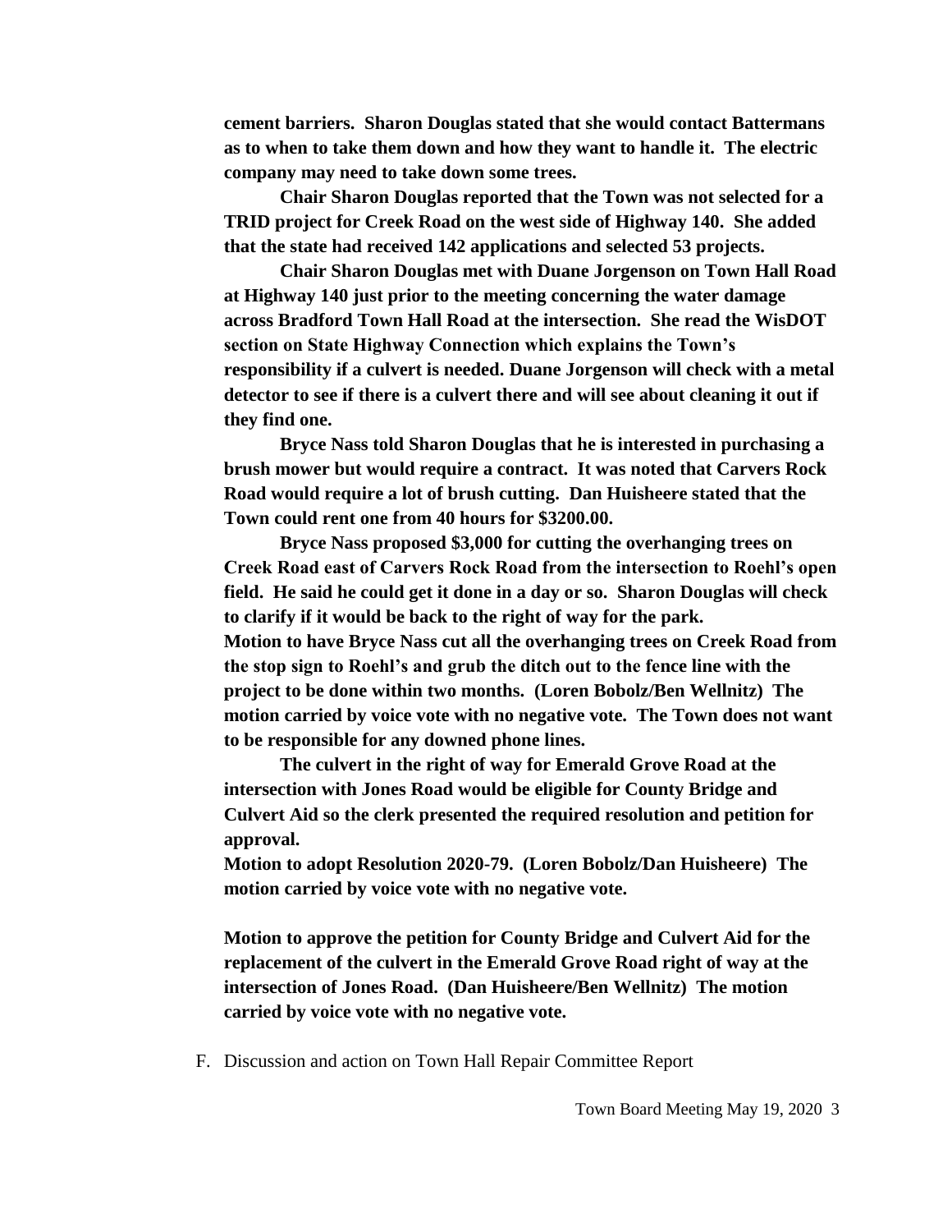**cement barriers. Sharon Douglas stated that she would contact Battermans as to when to take them down and how they want to handle it. The electric company may need to take down some trees.**

**Chair Sharon Douglas reported that the Town was not selected for a TRID project for Creek Road on the west side of Highway 140. She added that the state had received 142 applications and selected 53 projects.**

**Chair Sharon Douglas met with Duane Jorgenson on Town Hall Road at Highway 140 just prior to the meeting concerning the water damage across Bradford Town Hall Road at the intersection. She read the WisDOT section on State Highway Connection which explains the Town's responsibility if a culvert is needed. Duane Jorgenson will check with a metal detector to see if there is a culvert there and will see about cleaning it out if they find one.**

**Bryce Nass told Sharon Douglas that he is interested in purchasing a brush mower but would require a contract. It was noted that Carvers Rock Road would require a lot of brush cutting. Dan Huisheere stated that the Town could rent one from 40 hours for $3200.00.**

**Bryce Nass proposed $3,000 for cutting the overhanging trees on Creek Road east of Carvers Rock Road from the intersection to Roehl's open field. He said he could get it done in a day or so. Sharon Douglas will check to clarify if it would be back to the right of way for the park.**
**Motion to have Bryce Nass cut all the overhanging trees on Creek Road from the stop sign to Roehl's and grub the ditch out to the fence line with the project to be done within two months. (Loren Bobolz/Ben Wellnitz) The motion carried by voice vote with no negative vote. The Town does not want to be responsible for any downed phone lines.**

**The culvert in the right of way for Emerald Grove Road at the intersection with Jones Road would be eligible for County Bridge and Culvert Aid so the clerk presented the required resolution and petition for approval.**
**Motion to adopt Resolution 2020-79. (Loren Bobolz/Dan Huisheere) The motion carried by voice vote with no negative vote.**

**Motion to approve the petition for County Bridge and Culvert Aid for the replacement of the culvert in the Emerald Grove Road right of way at the intersection of Jones Road. (Dan Huisheere/Ben Wellnitz) The motion carried by voice vote with no negative vote.**

F. Discussion and action on Town Hall Repair Committee Report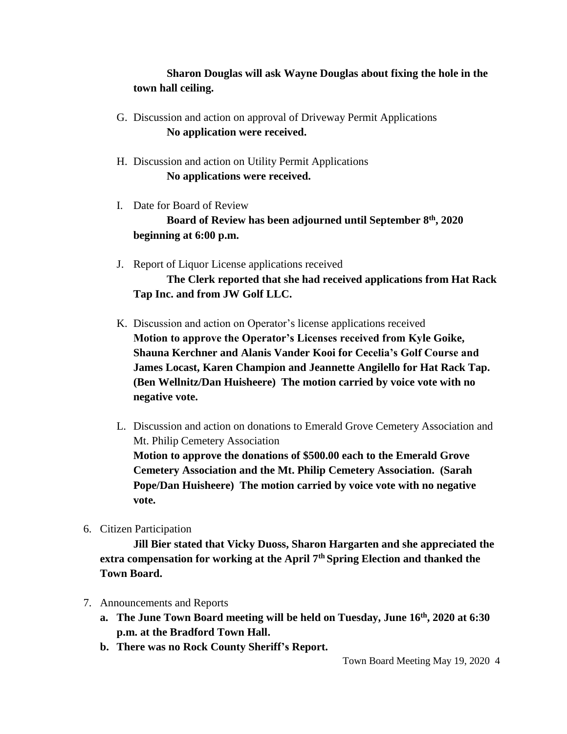**Sharon Douglas will ask Wayne Douglas about fixing the hole in the town hall ceiling.**

G. Discussion and action on approval of Driveway Permit Applications
**No application were received.**

H. Discussion and action on Utility Permit Applications
**No applications were received.**

I. Date for Board of Review
**Board of Review has been adjourned until September 8th, 2020 beginning at 6:00 p.m.**

J. Report of Liquor License applications received
**The Clerk reported that she had received applications from Hat Rack Tap Inc. and from JW Golf LLC.**

K. Discussion and action on Operator's license applications received
**Motion to approve the Operator's Licenses received from Kyle Goike, Shauna Kerchner and Alanis Vander Kooi for Cecelia's Golf Course and James Locast, Karen Champion and Jeannette Angilello for Hat Rack Tap. (Ben Wellnitz/Dan Huisheere) The motion carried by voice vote with no negative vote.**

L. Discussion and action on donations to Emerald Grove Cemetery Association and Mt. Philip Cemetery Association
**Motion to approve the donations of $500.00 each to the Emerald Grove Cemetery Association and the Mt. Philip Cemetery Association. (Sarah Pope/Dan Huisheere) The motion carried by voice vote with no negative vote.**

6. Citizen Participation
**Jill Bier stated that Vicky Duoss, Sharon Hargarten and she appreciated the extra compensation for working at the April 7th Spring Election and thanked the Town Board.**

7. Announcements and Reports
   a. **The June Town Board meeting will be held on Tuesday, June 16th, 2020 at 6:30 p.m. at the Bradford Town Hall.**
   b. **There was no Rock County Sheriff's Report.**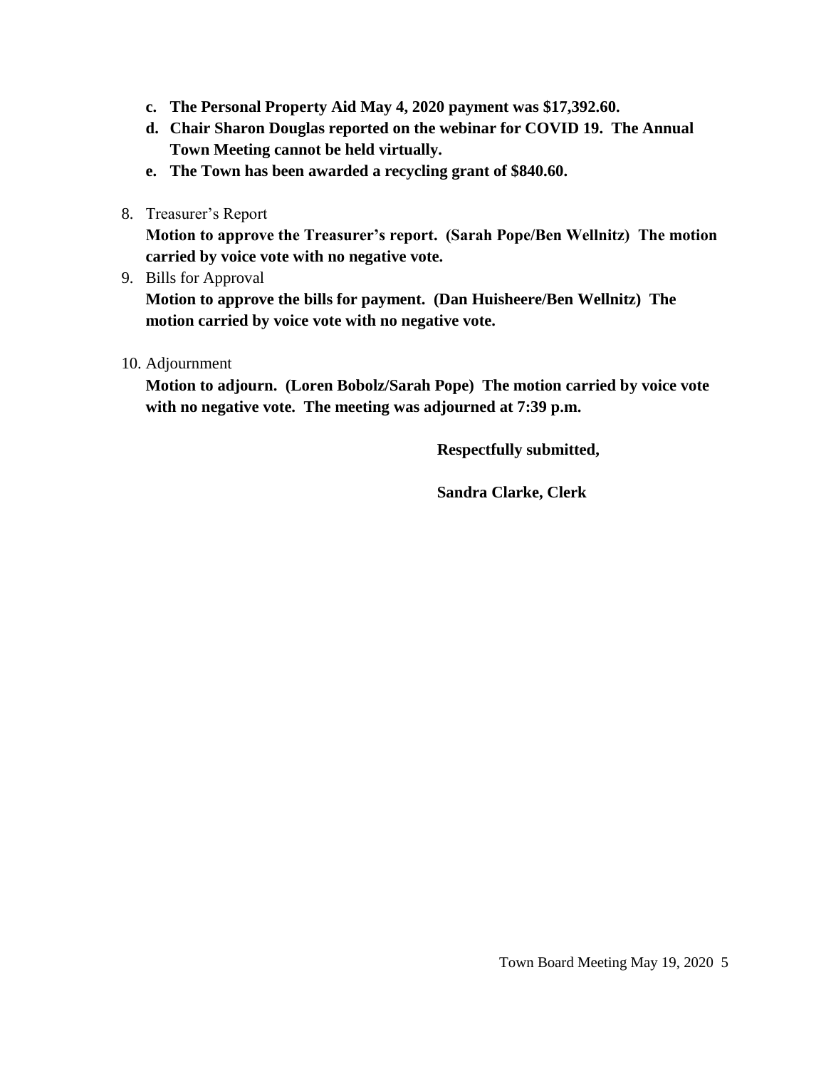- **c. The Personal Property Aid May 4, 2020 payment was $17,392.60.**
- **d. Chair Sharon Douglas reported on the webinar for COVID 19. The Annual Town Meeting cannot be held virtually.**
- **e. The Town has been awarded a recycling grant of $840.60.**

8. Treasurer's Report

   **Motion to approve the Treasurer's report. (Sarah Pope/Ben Wellnitz) The motion carried by voice vote with no negative vote.**

9. Bills for Approval

   **Motion to approve the bills for payment. (Dan Huisheere/Ben Wellnitz) The motion carried by voice vote with no negative vote.**

10. Adjournment

    **Motion to adjourn. (Loren Bobolz/Sarah Pope) The motion carried by voice vote with no negative vote. The meeting was adjourned at 7:39 p.m.**

**Respectfully submitted,**

**Sandra Clarke, Clerk**